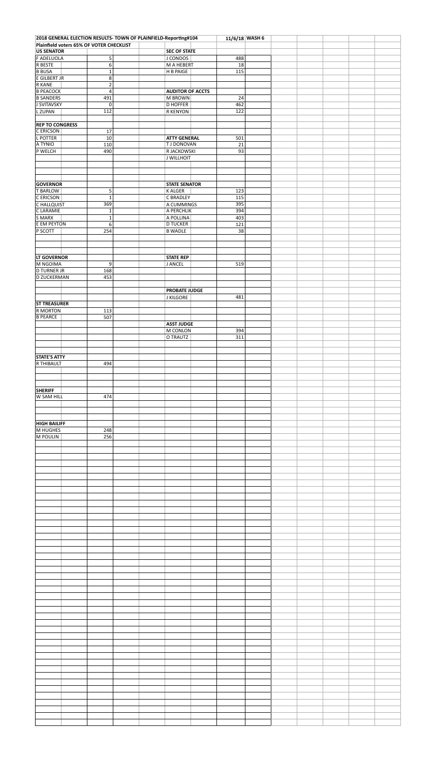| 2018 GENERAL ELECTION RESULTS- TOWN OF PLAINFIELD-Reporting#104 | | | 11/6/18 | WASH 6 |
|---|---|---|---|---|
| Plainfield voters 65% OF VOTER CHECKLIST | | | | |
| **US SENATOR** | | **SEC OF STATE** | | |
| F ADELUOLA | 5 | J CONDOS | 488 | |
| R BESTE | 6 | M A HEBERT | 18 | |
| B BUSA | 1 | H B PAIGE | 115 | |
| E GILBERT JR | 8 | | | |
| R KANE | 2 | | | |
| B PEACOCK | 4 | **AUDITOR OF ACCTS** | | |
| B SANDERS | 491 | M BROWN | 24 | |
| J SVITAVSKY | 0 | D HOFFER | 462 | |
| L ZUPAN | 112 | R KENYON | 122 | |
| | | | | |
| **REP TO CONGRESS** | | | | |
| C ERICSON | 17 | | | |
| L POTTER | 10 | **ATTY GENERAL** | 501 | |
| A TYNIO | 110 | T J DONOVAN | 21 | |
| P WELCH | 490 | R JACKOWSKI | 93 | |
| | | J WILLHOIT | | |
| | | | | |
| **GOVERNOR** | | **STATE SENATOR** | | |
| T BARLOW | 5 | K ALGER | 123 | |
| C ERICSON | 1 | C BRADLEY | 115 | |
| C HALLQUIST | 369 | A CUMMINGS | 395 | |
| C LARAMIE | 1 | A PERCHLIK | 394 | |
| S MARX | 1 | A POLLINA | 403 | |
| E EM PEYTON | 6 | D TUCKER | 121 | |
| P SCOTT | 254 | B WADLE | 38 | |
| | | | | |
| **LT GOVERNOR** | | **STATE REP** | | |
| M NGOIMA | 9 | J ANCEL | 519 | |
| D TURNER JR | 168 | | | |
| D ZUCKERMAN | 453 | | | |
| | | | | |
| | | **PROBATE JUDGE** | | |
| | | J KILGORE | 481 | |
| **ST TREASURER** | | | | |
| R MORTON | 113 | | | |
| B PEARCE | 507 | | | |
| | | **ASST JUDGE** | | |
| | | M CONLON | 394 | |
| | | O TRAUTZ | 311 | |
| | | | | |
| **STATE'S ATTY** | | | | |
| R THIBAULT | 494 | | | |
| | | | | |
| **SHERIFF** | | | | |
| W SAM HILL | 474 | | | |
| | | | | |
| **HIGH BAILIFF** | | | | |
| M HUGHES | 248 | | | |
| M POULIN | 256 | | | |